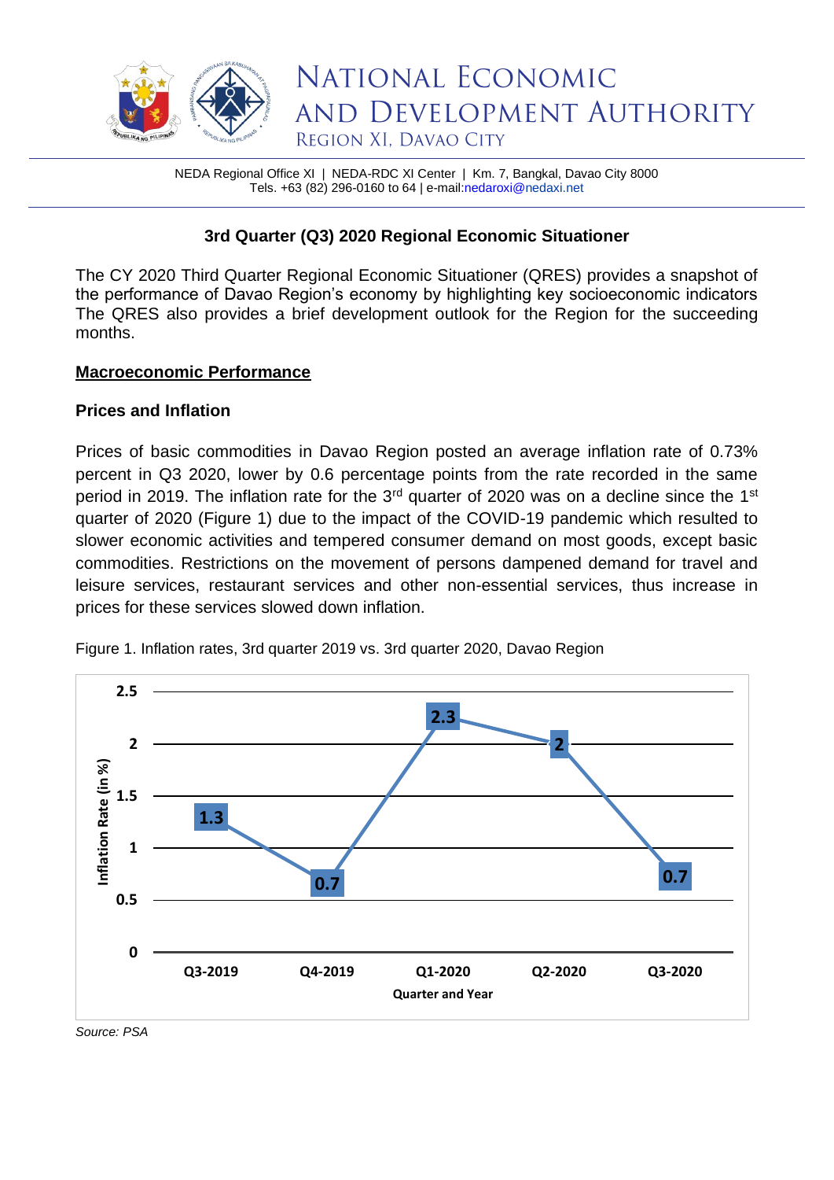# NATIONAL ECONOMIC AND DEVELOPMENT AUTHORITY

REGION XI, DAVAO CITY

NEDA Regional Office XI | NEDA-RDC XI Center | Km. 7, Bangkal, Davao City 8000
Tels. +63 (82) 296-0160 to 64 | e-mail:nedaroxi@nedaxi.net

## 3rd Quarter (Q3) 2020 Regional Economic Situationer

The CY 2020 Third Quarter Regional Economic Situationer (QRES) provides a snapshot of the performance of Davao Region's economy by highlighting key socioeconomic indicators The QRES also provides a brief development outlook for the Region for the succeeding months.

### Macroeconomic Performance

#### Prices and Inflation

Prices of basic commodities in Davao Region posted an average inflation rate of 0.73% percent in Q3 2020, lower by 0.6 percentage points from the rate recorded in the same period in 2019. The inflation rate for the 3rd quarter of 2020 was on a decline since the 1st quarter of 2020 (Figure 1) due to the impact of the COVID-19 pandemic which resulted to slower economic activities and tempered consumer demand on most goods, except basic commodities. Restrictions on the movement of persons dampened demand for travel and leisure services, restaurant services and other non-essential services, thus increase in prices for these services slowed down inflation.

Figure 1. Inflation rates, 3rd quarter 2019 vs. 3rd quarter 2020, Davao Region

| Quarter and Year | Inflation Rate (in %) |
|---|---|
| Q3-2019 | 1.3 |
| Q4-2019 | 0.7 |
| Q1-2020 | 2.3 |
| Q2-2020 | 2 |
| Q3-2020 | 0.7 |

*Source: PSA*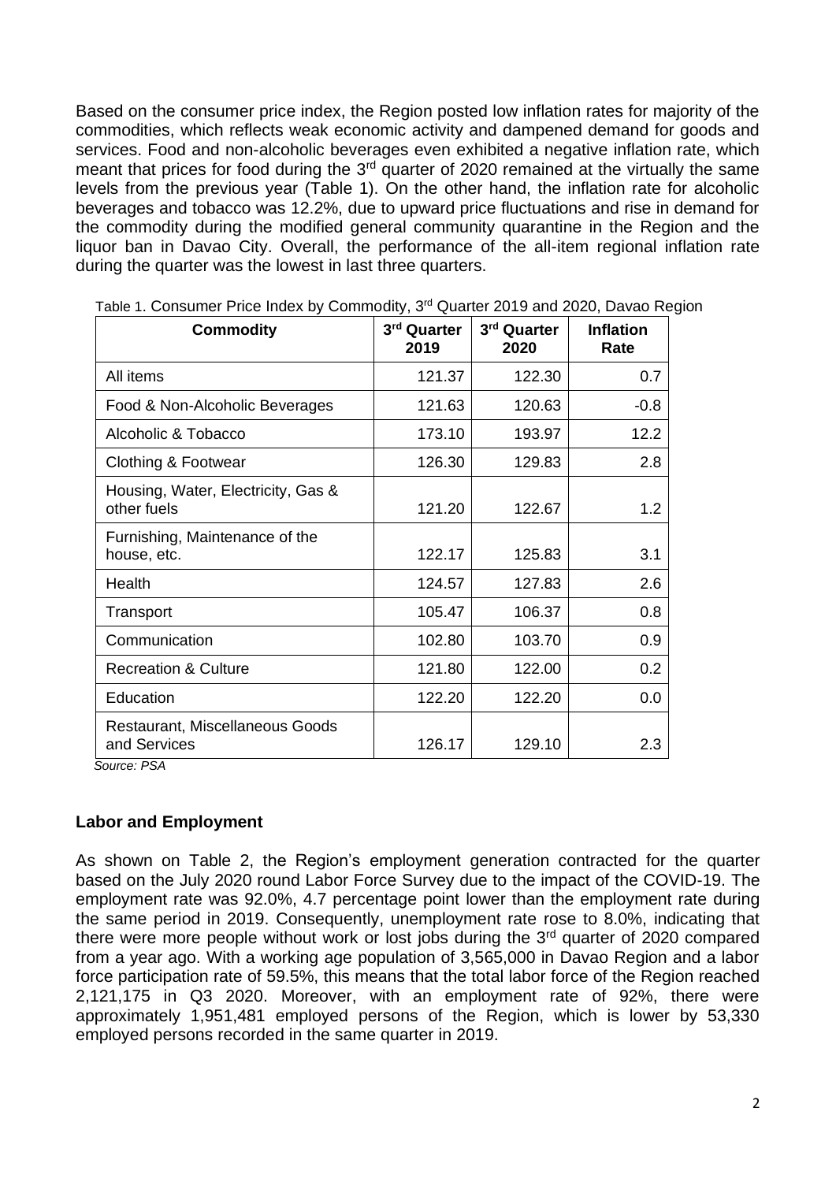Based on the consumer price index, the Region posted low inflation rates for majority of the commodities, which reflects weak economic activity and dampened demand for goods and services. Food and non-alcoholic beverages even exhibited a negative inflation rate, which meant that prices for food during the 3rd quarter of 2020 remained at the virtually the same levels from the previous year (Table 1). On the other hand, the inflation rate for alcoholic beverages and tobacco was 12.2%, due to upward price fluctuations and rise in demand for the commodity during the modified general community quarantine in the Region and the liquor ban in Davao City. Overall, the performance of the all-item regional inflation rate during the quarter was the lowest in last three quarters.

Table 1. Consumer Price Index by Commodity, 3rd Quarter 2019 and 2020, Davao Region

| Commodity | 3rd Quarter 2019 | 3rd Quarter 2020 | Inflation Rate |
|---|---|---|---|
| All items | 121.37 | 122.30 | 0.7 |
| Food & Non-Alcoholic Beverages | 121.63 | 120.63 | -0.8 |
| Alcoholic & Tobacco | 173.10 | 193.97 | 12.2 |
| Clothing & Footwear | 126.30 | 129.83 | 2.8 |
| Housing, Water, Electricity, Gas & other fuels | 121.20 | 122.67 | 1.2 |
| Furnishing, Maintenance of the house, etc. | 122.17 | 125.83 | 3.1 |
| Health | 124.57 | 127.83 | 2.6 |
| Transport | 105.47 | 106.37 | 0.8 |
| Communication | 102.80 | 103.70 | 0.9 |
| Recreation & Culture | 121.80 | 122.00 | 0.2 |
| Education | 122.20 | 122.20 | 0.0 |
| Restaurant, Miscellaneous Goods and Services | 126.17 | 129.10 | 2.3 |

*Source: PSA*

## Labor and Employment

As shown on Table 2, the Region's employment generation contracted for the quarter based on the July 2020 round Labor Force Survey due to the impact of the COVID-19. The employment rate was 92.0%, 4.7 percentage point lower than the employment rate during the same period in 2019. Consequently, unemployment rate rose to 8.0%, indicating that there were more people without work or lost jobs during the 3rd quarter of 2020 compared from a year ago. With a working age population of 3,565,000 in Davao Region and a labor force participation rate of 59.5%, this means that the total labor force of the Region reached 2,121,175 in Q3 2020. Moreover, with an employment rate of 92%, there were approximately 1,951,481 employed persons of the Region, which is lower by 53,330 employed persons recorded in the same quarter in 2019.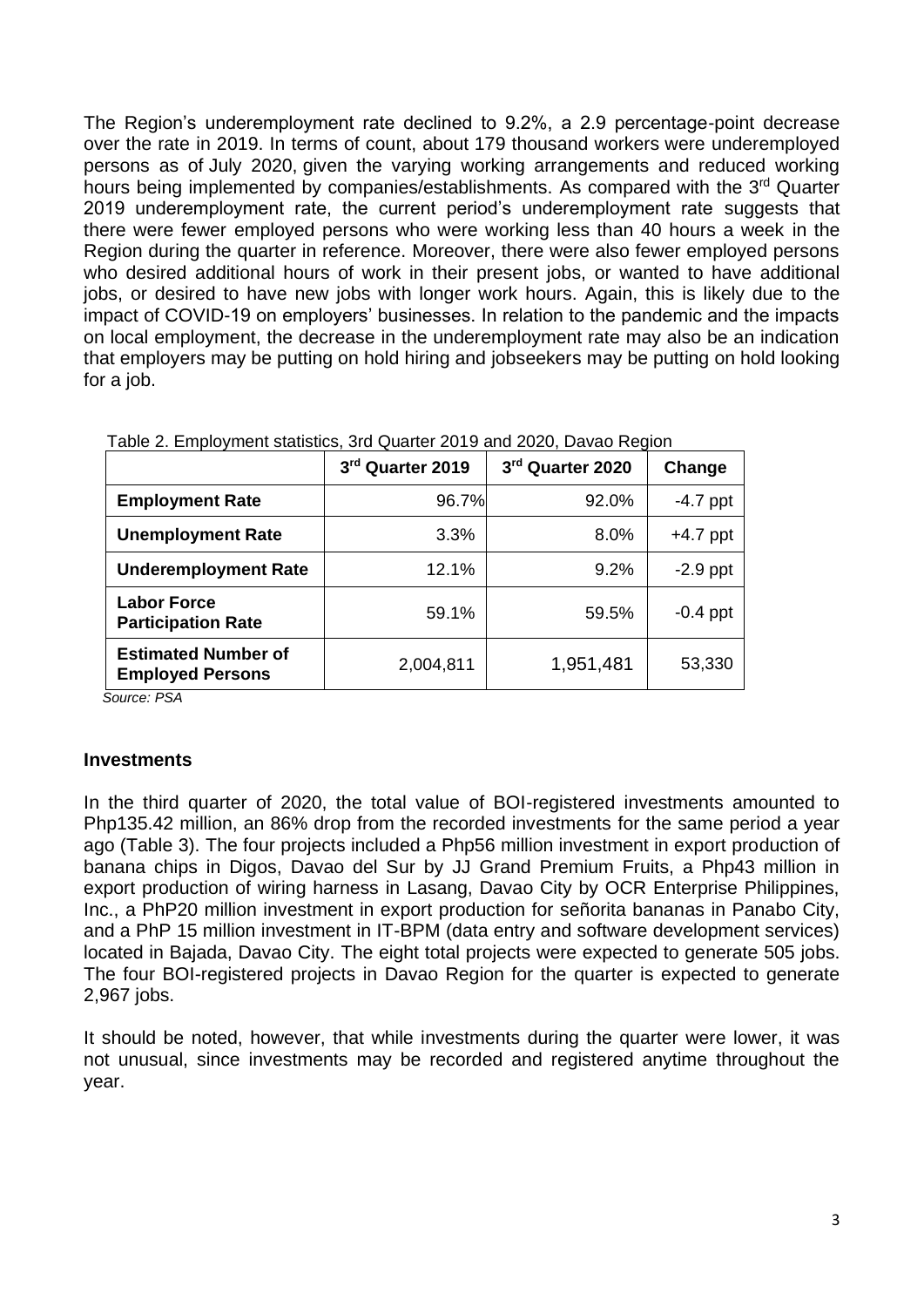The Region's underemployment rate declined to 9.2%, a 2.9 percentage-point decrease over the rate in 2019. In terms of count, about 179 thousand workers were underemployed persons as of July 2020, given the varying working arrangements and reduced working hours being implemented by companies/establishments. As compared with the 3rd Quarter 2019 underemployment rate, the current period's underemployment rate suggests that there were fewer employed persons who were working less than 40 hours a week in the Region during the quarter in reference. Moreover, there were also fewer employed persons who desired additional hours of work in their present jobs, or wanted to have additional jobs, or desired to have new jobs with longer work hours. Again, this is likely due to the impact of COVID-19 on employers' businesses. In relation to the pandemic and the impacts on local employment, the decrease in the underemployment rate may also be an indication that employers may be putting on hold hiring and jobseekers may be putting on hold looking for a job.

Table 2. Employment statistics, 3rd Quarter 2019 and 2020, Davao Region

| | 3rd Quarter 2019 | 3rd Quarter 2020 | Change |
|---|---|---|---|
| **Employment Rate** | 96.7% | 92.0% | -4.7 ppt |
| **Unemployment Rate** | 3.3% | 8.0% | +4.7 ppt |
| **Underemployment Rate** | 12.1% | 9.2% | -2.9 ppt |
| **Labor Force Participation Rate** | 59.1% | 59.5% | -0.4 ppt |
| **Estimated Number of Employed Persons** | 2,004,811 | 1,951,481 | 53,330 |

*Source: PSA*

## Investments

In the third quarter of 2020, the total value of BOI-registered investments amounted to Php135.42 million, an 86% drop from the recorded investments for the same period a year ago (Table 3). The four projects included a Php56 million investment in export production of banana chips in Digos, Davao del Sur by JJ Grand Premium Fruits, a Php43 million in export production of wiring harness in Lasang, Davao City by OCR Enterprise Philippines, Inc., a PhP20 million investment in export production for señorita bananas in Panabo City, and a PhP 15 million investment in IT-BPM (data entry and software development services) located in Bajada, Davao City. The eight total projects were expected to generate 505 jobs. The four BOI-registered projects in Davao Region for the quarter is expected to generate 2,967 jobs.

It should be noted, however, that while investments during the quarter were lower, it was not unusual, since investments may be recorded and registered anytime throughout the year.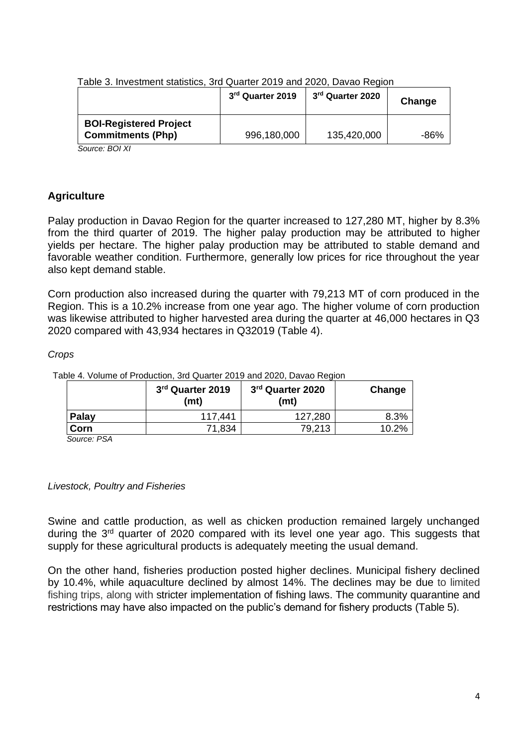Table 3. Investment statistics, 3rd Quarter 2019 and 2020, Davao Region

| | 3rd Quarter 2019 | 3rd Quarter 2020 | Change |
|---|---|---|---|
| **BOI-Registered Project Commitments (Php)** | 996,180,000 | 135,420,000 | -86% |

*Source: BOI XI*

## Agriculture

Palay production in Davao Region for the quarter increased to 127,280 MT, higher by 8.3% from the third quarter of 2019. The higher palay production may be attributed to higher yields per hectare. The higher palay production may be attributed to stable demand and favorable weather condition. Furthermore, generally low prices for rice throughout the year also kept demand stable.

Corn production also increased during the quarter with 79,213 MT of corn produced in the Region. This is a 10.2% increase from one year ago. The higher volume of corn production was likewise attributed to higher harvested area during the quarter at 46,000 hectares in Q3 2020 compared with 43,934 hectares in Q32019 (Table 4).

*Crops*

Table 4. Volume of Production, 3rd Quarter 2019 and 2020, Davao Region

| | 3rd Quarter 2019 (mt) | 3rd Quarter 2020 (mt) | Change |
|---|---|---|---|
| **Palay** | 117,441 | 127,280 | 8.3% |
| **Corn** | 71,834 | 79,213 | 10.2% |

*Source: PSA*

*Livestock, Poultry and Fisheries*

Swine and cattle production, as well as chicken production remained largely unchanged during the 3rd quarter of 2020 compared with its level one year ago. This suggests that supply for these agricultural products is adequately meeting the usual demand.

On the other hand, fisheries production posted higher declines. Municipal fishery declined by 10.4%, while aquaculture declined by almost 14%. The declines may be due to limited fishing trips, along with stricter implementation of fishing laws. The community quarantine and restrictions may have also impacted on the public's demand for fishery products (Table 5).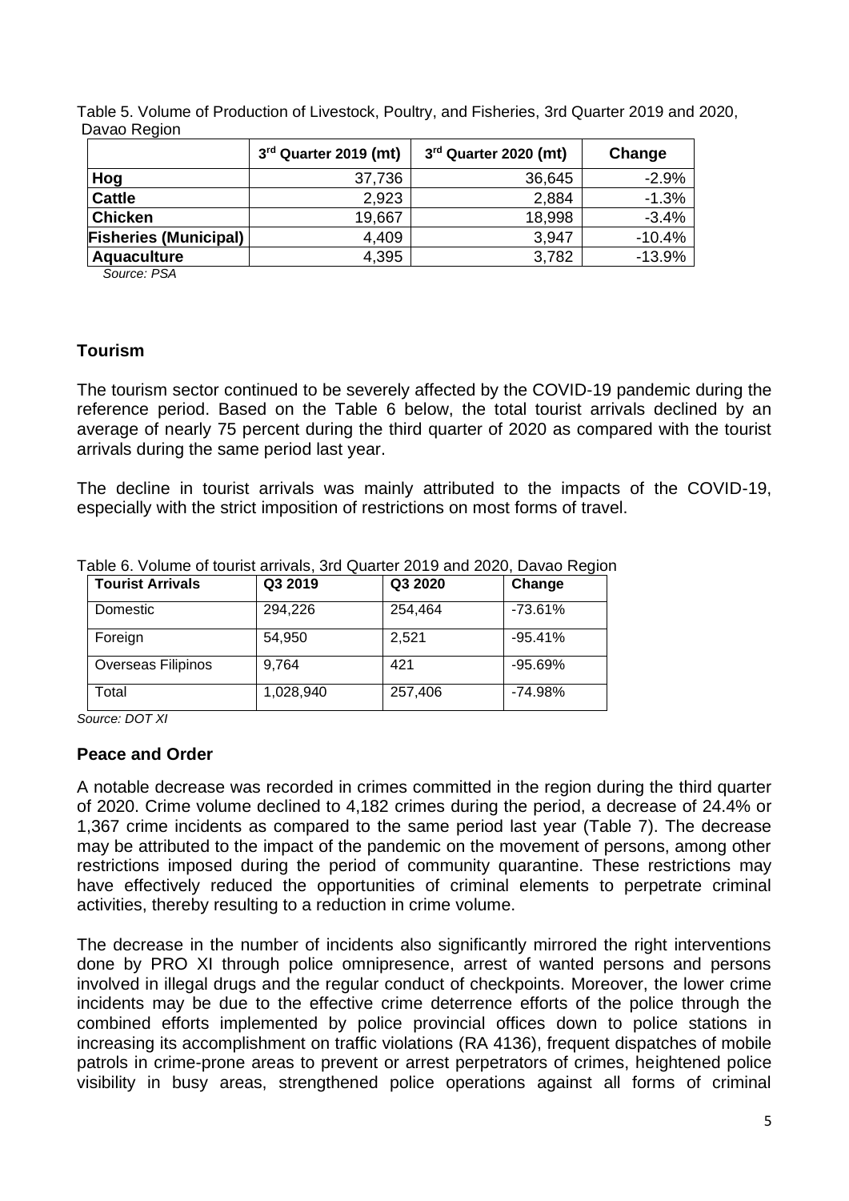Table 5. Volume of Production of Livestock, Poultry, and Fisheries, 3rd Quarter 2019 and 2020, Davao Region

| | 3rd Quarter 2019 (mt) | 3rd Quarter 2020 (mt) | Change |
|---|---|---|---|
| **Hog** | 37,736 | 36,645 | -2.9% |
| **Cattle** | 2,923 | 2,884 | -1.3% |
| **Chicken** | 19,667 | 18,998 | -3.4% |
| **Fisheries (Municipal)** | 4,409 | 3,947 | -10.4% |
| **Aquaculture** | 4,395 | 3,782 | -13.9% |

*Source: PSA*

## Tourism

The tourism sector continued to be severely affected by the COVID-19 pandemic during the reference period. Based on the Table 6 below, the total tourist arrivals declined by an average of nearly 75 percent during the third quarter of 2020 as compared with the tourist arrivals during the same period last year.

The decline in tourist arrivals was mainly attributed to the impacts of the COVID-19, especially with the strict imposition of restrictions on most forms of travel.

Table 6. Volume of tourist arrivals, 3rd Quarter 2019 and 2020, Davao Region

| Tourist Arrivals | Q3 2019 | Q3 2020 | Change |
|---|---|---|---|
| Domestic | 294,226 | 254,464 | -73.61% |
| Foreign | 54,950 | 2,521 | -95.41% |
| Overseas Filipinos | 9,764 | 421 | -95.69% |
| Total | 1,028,940 | 257,406 | -74.98% |

*Source: DOT XI*

## Peace and Order

A notable decrease was recorded in crimes committed in the region during the third quarter of 2020. Crime volume declined to 4,182 crimes during the period, a decrease of 24.4% or 1,367 crime incidents as compared to the same period last year (Table 7). The decrease may be attributed to the impact of the pandemic on the movement of persons, among other restrictions imposed during the period of community quarantine. These restrictions may have effectively reduced the opportunities of criminal elements to perpetrate criminal activities, thereby resulting to a reduction in crime volume.

The decrease in the number of incidents also significantly mirrored the right interventions done by PRO XI through police omnipresence, arrest of wanted persons and persons involved in illegal drugs and the regular conduct of checkpoints. Moreover, the lower crime incidents may be due to the effective crime deterrence efforts of the police through the combined efforts implemented by police provincial offices down to police stations in increasing its accomplishment on traffic violations (RA 4136), frequent dispatches of mobile patrols in crime-prone areas to prevent or arrest perpetrators of crimes, heightened police visibility in busy areas, strengthened police operations against all forms of criminal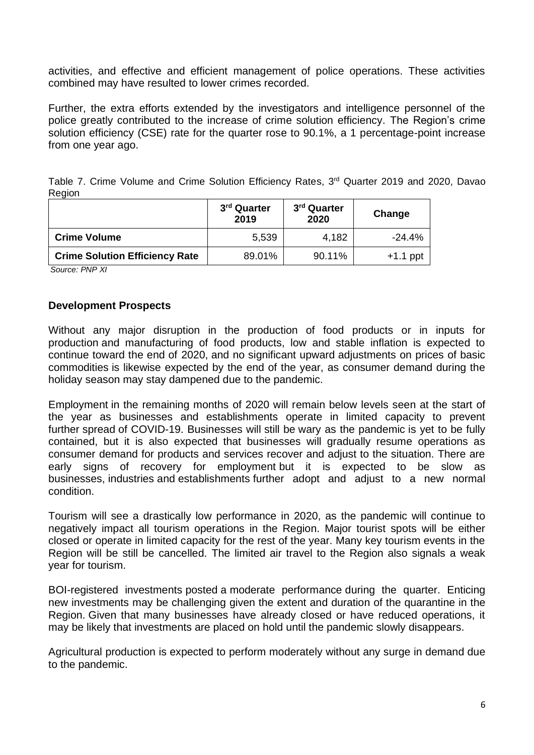activities, and effective and efficient management of police operations. These activities combined may have resulted to lower crimes recorded.

Further, the extra efforts extended by the investigators and intelligence personnel of the police greatly contributed to the increase of crime solution efficiency. The Region's crime solution efficiency (CSE) rate for the quarter rose to 90.1%, a 1 percentage-point increase from one year ago.

Table 7. Crime Volume and Crime Solution Efficiency Rates, 3rd Quarter 2019 and 2020, Davao Region

| | 3rd Quarter 2019 | 3rd Quarter 2020 | Change |
|---|---|---|---|
| **Crime Volume** | 5,539 | 4,182 | -24.4% |
| **Crime Solution Efficiency Rate** | 89.01% | 90.11% | +1.1 ppt |

*Source: PNP XI*

## Development Prospects

Without any major disruption in the production of food products or in inputs for production and manufacturing of food products, low and stable inflation is expected to continue toward the end of 2020, and no significant upward adjustments on prices of basic commodities is likewise expected by the end of the year, as consumer demand during the holiday season may stay dampened due to the pandemic.

Employment in the remaining months of 2020 will remain below levels seen at the start of the year as businesses and establishments operate in limited capacity to prevent further spread of COVID-19. Businesses will still be wary as the pandemic is yet to be fully contained, but it is also expected that businesses will gradually resume operations as consumer demand for products and services recover and adjust to the situation. There are early signs of recovery for employment but it is expected to be slow as businesses, industries and establishments further adopt and adjust to a new normal condition.

Tourism will see a drastically low performance in 2020, as the pandemic will continue to negatively impact all tourism operations in the Region. Major tourist spots will be either closed or operate in limited capacity for the rest of the year. Many key tourism events in the Region will be still be cancelled. The limited air travel to the Region also signals a weak year for tourism.

BOI-registered investments posted a moderate performance during the quarter. Enticing new investments may be challenging given the extent and duration of the quarantine in the Region. Given that many businesses have already closed or have reduced operations, it may be likely that investments are placed on hold until the pandemic slowly disappears.

Agricultural production is expected to perform moderately without any surge in demand due to the pandemic.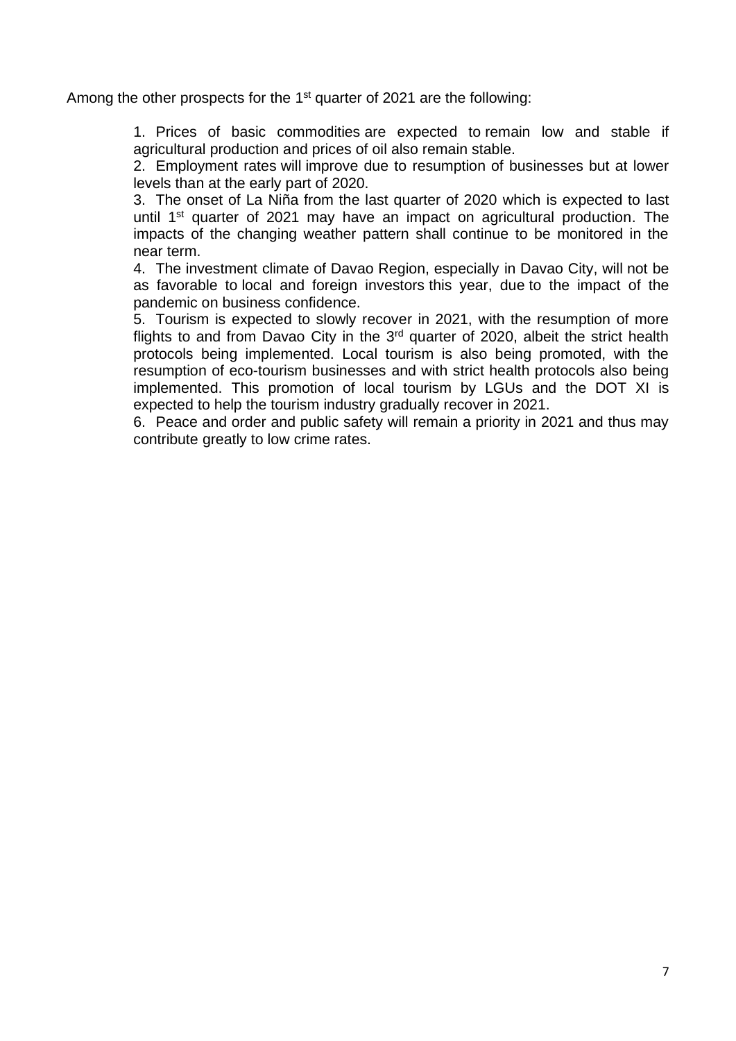Among the other prospects for the 1st quarter of 2021 are the following:

1. Prices of basic commodities are expected to remain low and stable if agricultural production and prices of oil also remain stable.
2. Employment rates will improve due to resumption of businesses but at lower levels than at the early part of 2020.
3. The onset of La Niña from the last quarter of 2020 which is expected to last until 1st quarter of 2021 may have an impact on agricultural production. The impacts of the changing weather pattern shall continue to be monitored in the near term.
4. The investment climate of Davao Region, especially in Davao City, will not be as favorable to local and foreign investors this year, due to the impact of the pandemic on business confidence.
5. Tourism is expected to slowly recover in 2021, with the resumption of more flights to and from Davao City in the 3rd quarter of 2020, albeit the strict health protocols being implemented. Local tourism is also being promoted, with the resumption of eco-tourism businesses and with strict health protocols also being implemented. This promotion of local tourism by LGUs and the DOT XI is expected to help the tourism industry gradually recover in 2021.
6. Peace and order and public safety will remain a priority in 2021 and thus may contribute greatly to low crime rates.